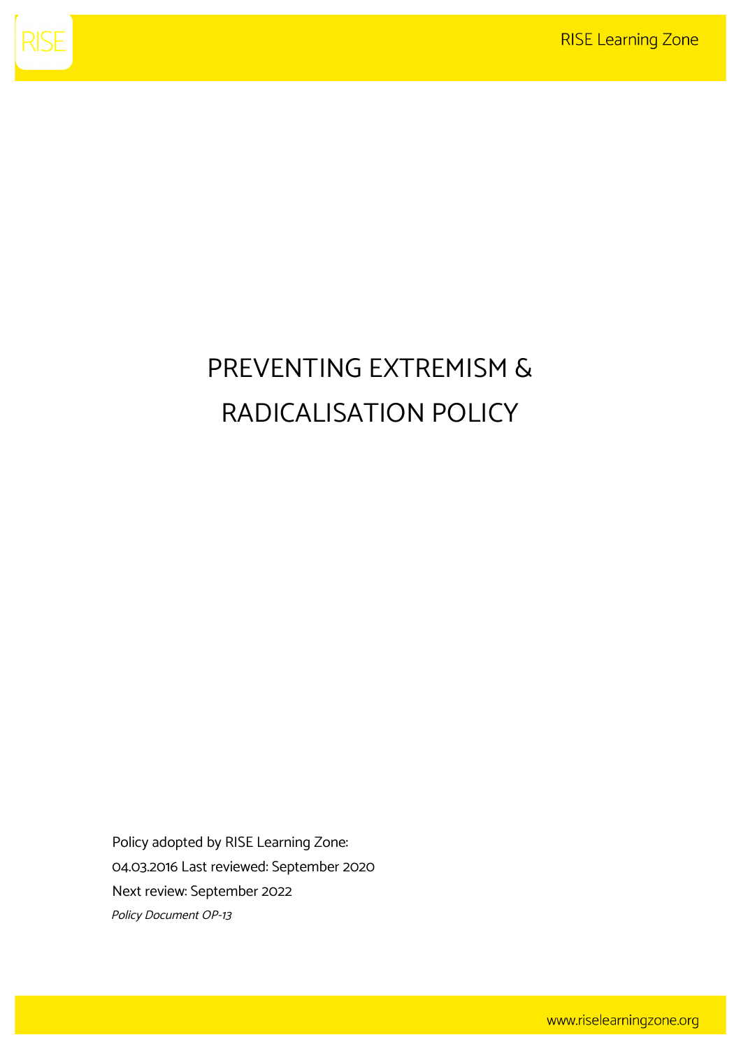# PREVENTING EXTREMISM & RADICALISATION POLICY

Policy adopted by RISE Learning Zone:
04.03.2016 Last reviewed: September 2020
Next review: September 2022
*Policy Document OP-13*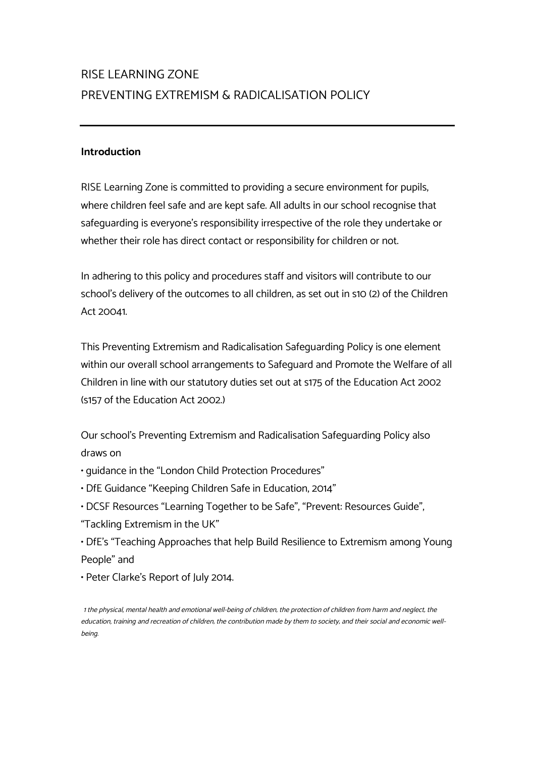RISE LEARNING ZONE

PREVENTING EXTREMISM & RADICALISATION POLICY

---

**Introduction**

RISE Learning Zone is committed to providing a secure environment for pupils, where children feel safe and are kept safe. All adults in our school recognise that safeguarding is everyone's responsibility irrespective of the role they undertake or whether their role has direct contact or responsibility for children or not.

In adhering to this policy and procedures staff and visitors will contribute to our school's delivery of the outcomes to all children, as set out in s10 (2) of the Children Act 2004[1].

This Preventing Extremism and Radicalisation Safeguarding Policy is one element within our overall school arrangements to Safeguard and Promote the Welfare of all Children in line with our statutory duties set out at s175 of the Education Act 2002 (s157 of the Education Act 2002.)

Our school's Preventing Extremism and Radicalisation Safeguarding Policy also draws on

- guidance in the "London Child Protection Procedures"
- DfE Guidance "Keeping Children Safe in Education, 2014"
- DCSF Resources "Learning Together to be Safe", "Prevent: Resources Guide", "Tackling Extremism in the UK"
- DfE's "Teaching Approaches that help Build Resilience to Extremism among Young People" and
- Peter Clarke's Report of July 2014.

*1 the physical, mental health and emotional well-being of children, the protection of children from harm and neglect, the education, training and recreation of children, the contribution made by them to society, and their social and economic well-being.*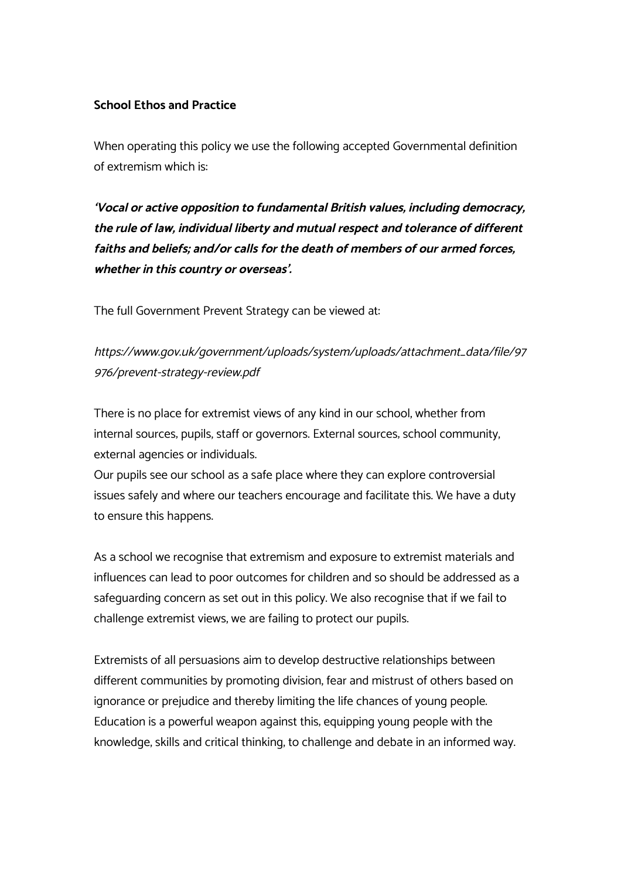**School Ethos and Practice**

When operating this policy we use the following accepted Governmental definition of extremism which is:

***'Vocal or active opposition to fundamental British values, including democracy, the rule of law, individual liberty and mutual respect and tolerance of different faiths and beliefs; and/or calls for the death of members of our armed forces, whether in this country or overseas'.***

The full Government Prevent Strategy can be viewed at:

*https://www.gov.uk/government/uploads/system/uploads/attachment_data/file/97976/prevent-strategy-review.pdf*

There is no place for extremist views of any kind in our school, whether from internal sources, pupils, staff or governors. External sources, school community, external agencies or individuals.
Our pupils see our school as a safe place where they can explore controversial issues safely and where our teachers encourage and facilitate this. We have a duty to ensure this happens.

As a school we recognise that extremism and exposure to extremist materials and influences can lead to poor outcomes for children and so should be addressed as a safeguarding concern as set out in this policy. We also recognise that if we fail to challenge extremist views, we are failing to protect our pupils.

Extremists of all persuasions aim to develop destructive relationships between different communities by promoting division, fear and mistrust of others based on ignorance or prejudice and thereby limiting the life chances of young people. Education is a powerful weapon against this, equipping young people with the knowledge, skills and critical thinking, to challenge and debate in an informed way.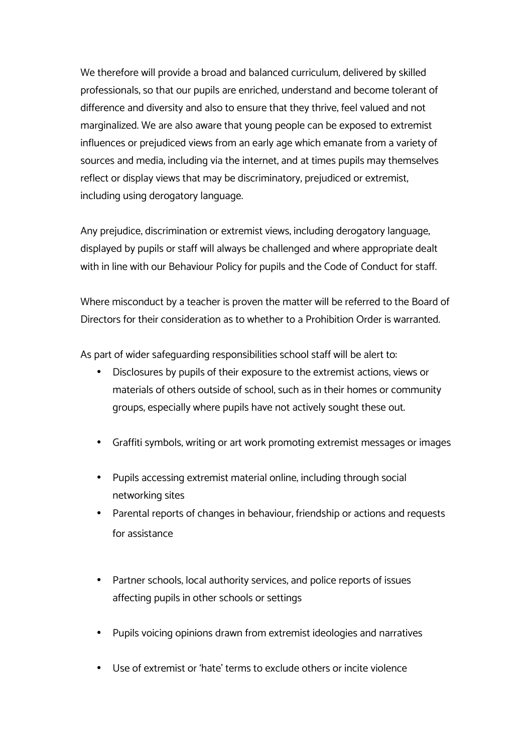We therefore will provide a broad and balanced curriculum, delivered by skilled professionals, so that our pupils are enriched, understand and become tolerant of difference and diversity and also to ensure that they thrive, feel valued and not marginalized. We are also aware that young people can be exposed to extremist influences or prejudiced views from an early age which emanate from a variety of sources and media, including via the internet, and at times pupils may themselves reflect or display views that may be discriminatory, prejudiced or extremist, including using derogatory language.

Any prejudice, discrimination or extremist views, including derogatory language, displayed by pupils or staff will always be challenged and where appropriate dealt with in line with our Behaviour Policy for pupils and the Code of Conduct for staff.

Where misconduct by a teacher is proven the matter will be referred to the Board of Directors for their consideration as to whether to a Prohibition Order is warranted.

As part of wider safeguarding responsibilities school staff will be alert to:

- Disclosures by pupils of their exposure to the extremist actions, views or materials of others outside of school, such as in their homes or community groups, especially where pupils have not actively sought these out.
- Graffiti symbols, writing or art work promoting extremist messages or images
- Pupils accessing extremist material online, including through social networking sites
- Parental reports of changes in behaviour, friendship or actions and requests for assistance
- Partner schools, local authority services, and police reports of issues affecting pupils in other schools or settings
- Pupils voicing opinions drawn from extremist ideologies and narratives
- Use of extremist or 'hate' terms to exclude others or incite violence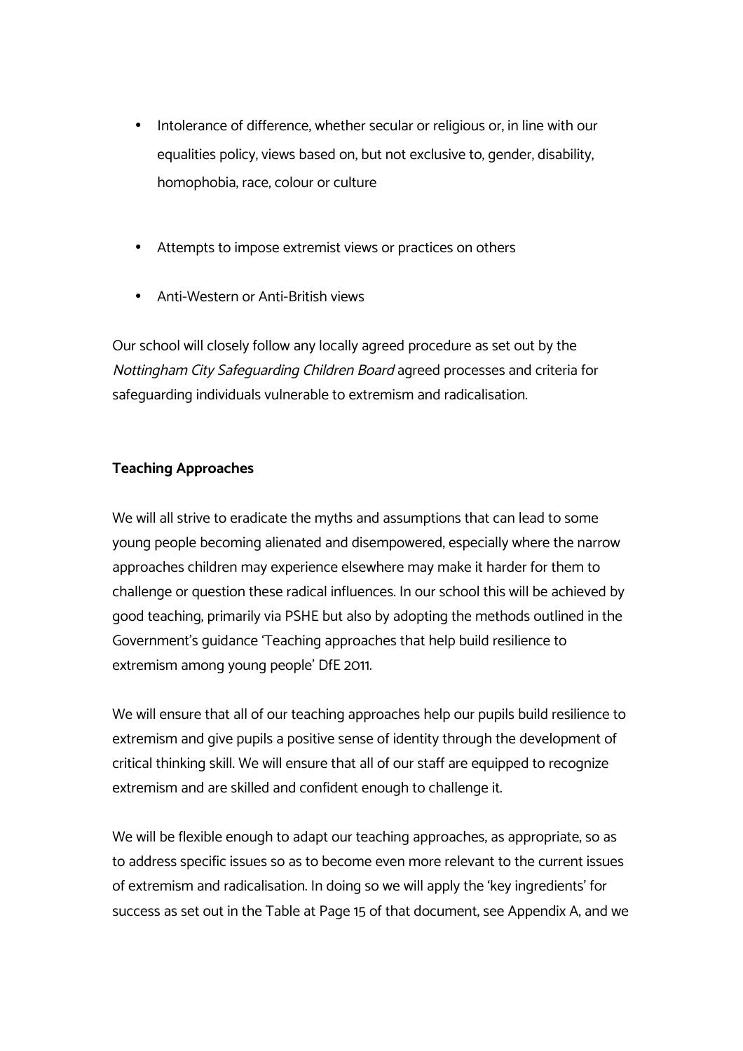- Intolerance of difference, whether secular or religious or, in line with our equalities policy, views based on, but not exclusive to, gender, disability, homophobia, race, colour or culture

- Attempts to impose extremist views or practices on others

- Anti-Western or Anti-British views

Our school will closely follow any locally agreed procedure as set out by the *Nottingham City Safeguarding Children Board* agreed processes and criteria for safeguarding individuals vulnerable to extremism and radicalisation.

**Teaching Approaches**

We will all strive to eradicate the myths and assumptions that can lead to some young people becoming alienated and disempowered, especially where the narrow approaches children may experience elsewhere may make it harder for them to challenge or question these radical influences. In our school this will be achieved by good teaching, primarily via PSHE but also by adopting the methods outlined in the Government's guidance 'Teaching approaches that help build resilience to extremism among young people' DfE 2011.

We will ensure that all of our teaching approaches help our pupils build resilience to extremism and give pupils a positive sense of identity through the development of critical thinking skill. We will ensure that all of our staff are equipped to recognize extremism and are skilled and confident enough to challenge it.

We will be flexible enough to adapt our teaching approaches, as appropriate, so as to address specific issues so as to become even more relevant to the current issues of extremism and radicalisation. In doing so we will apply the 'key ingredients' for success as set out in the Table at Page 15 of that document, see Appendix A, and we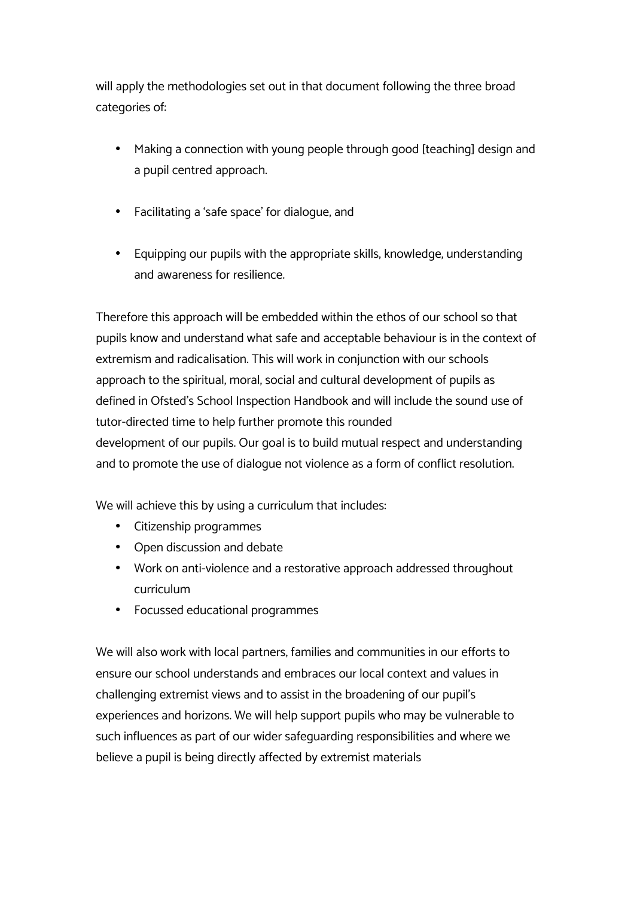will apply the methodologies set out in that document following the three broad categories of:

- Making a connection with young people through good [teaching] design and a pupil centred approach.
- Facilitating a 'safe space' for dialogue, and
- Equipping our pupils with the appropriate skills, knowledge, understanding and awareness for resilience.

Therefore this approach will be embedded within the ethos of our school so that pupils know and understand what safe and acceptable behaviour is in the context of extremism and radicalisation. This will work in conjunction with our schools approach to the spiritual, moral, social and cultural development of pupils as defined in Ofsted's School Inspection Handbook and will include the sound use of tutor-directed time to help further promote this rounded development of our pupils. Our goal is to build mutual respect and understanding and to promote the use of dialogue not violence as a form of conflict resolution.

We will achieve this by using a curriculum that includes:

- Citizenship programmes
- Open discussion and debate
- Work on anti-violence and a restorative approach addressed throughout curriculum
- Focussed educational programmes

We will also work with local partners, families and communities in our efforts to ensure our school understands and embraces our local context and values in challenging extremist views and to assist in the broadening of our pupil's experiences and horizons. We will help support pupils who may be vulnerable to such influences as part of our wider safeguarding responsibilities and where we believe a pupil is being directly affected by extremist materials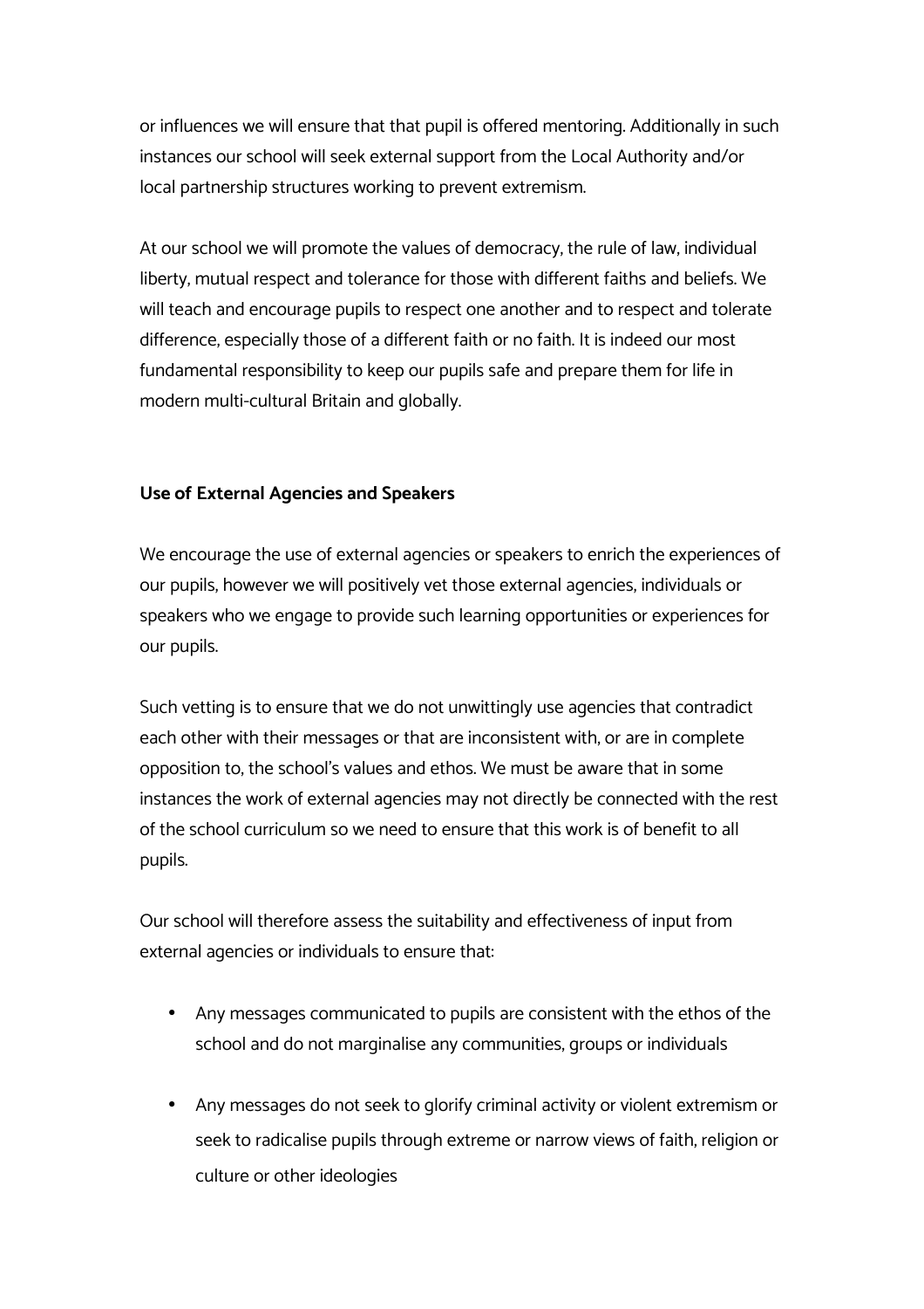or influences we will ensure that that pupil is offered mentoring. Additionally in such instances our school will seek external support from the Local Authority and/or local partnership structures working to prevent extremism.

At our school we will promote the values of democracy, the rule of law, individual liberty, mutual respect and tolerance for those with different faiths and beliefs. We will teach and encourage pupils to respect one another and to respect and tolerate difference, especially those of a different faith or no faith. It is indeed our most fundamental responsibility to keep our pupils safe and prepare them for life in modern multi-cultural Britain and globally.

**Use of External Agencies and Speakers**

We encourage the use of external agencies or speakers to enrich the experiences of our pupils, however we will positively vet those external agencies, individuals or speakers who we engage to provide such learning opportunities or experiences for our pupils.

Such vetting is to ensure that we do not unwittingly use agencies that contradict each other with their messages or that are inconsistent with, or are in complete opposition to, the school's values and ethos. We must be aware that in some instances the work of external agencies may not directly be connected with the rest of the school curriculum so we need to ensure that this work is of benefit to all pupils.

Our school will therefore assess the suitability and effectiveness of input from external agencies or individuals to ensure that:

- Any messages communicated to pupils are consistent with the ethos of the school and do not marginalise any communities, groups or individuals
- Any messages do not seek to glorify criminal activity or violent extremism or seek to radicalise pupils through extreme or narrow views of faith, religion or culture or other ideologies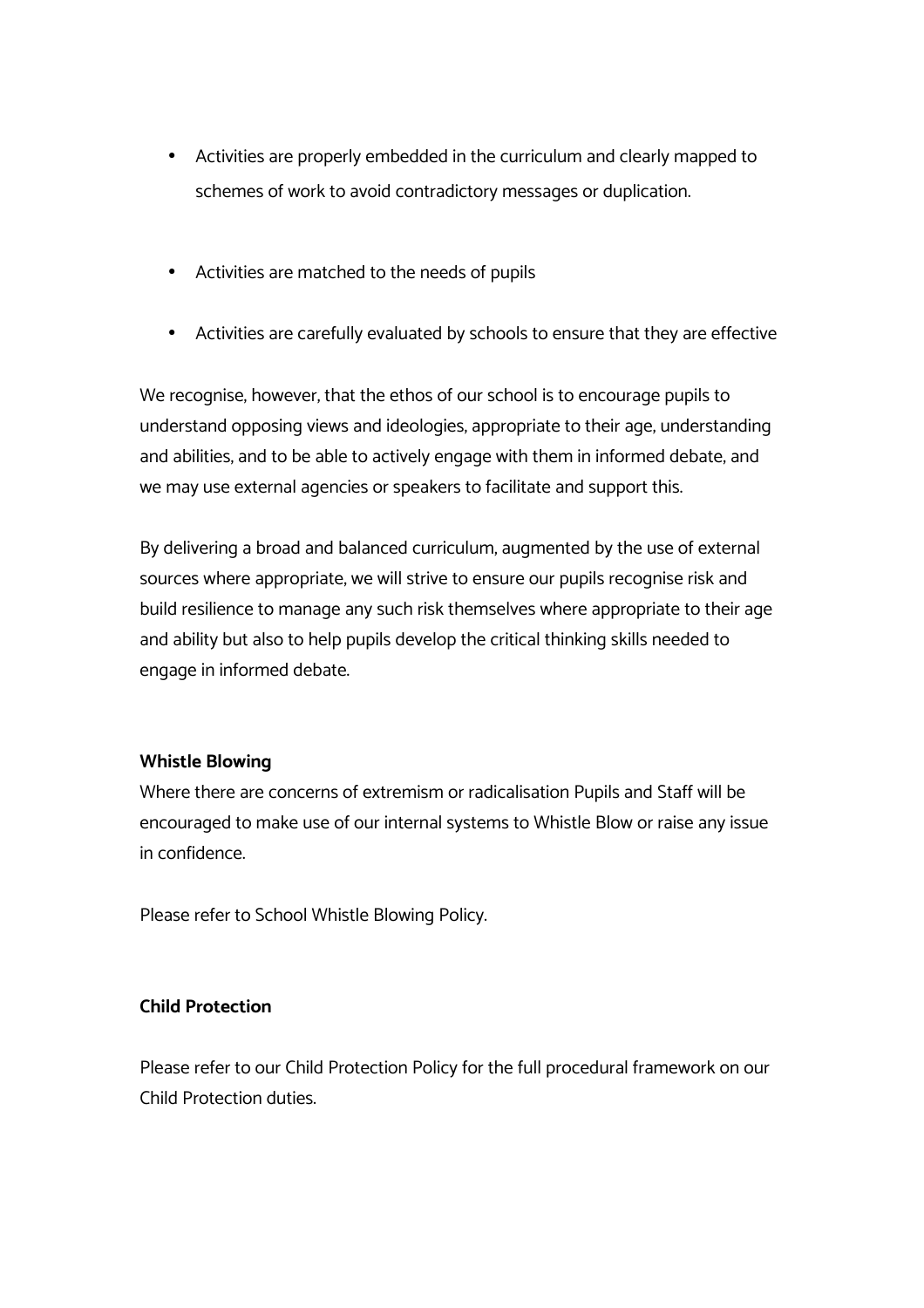- Activities are properly embedded in the curriculum and clearly mapped to schemes of work to avoid contradictory messages or duplication.
- Activities are matched to the needs of pupils
- Activities are carefully evaluated by schools to ensure that they are effective

We recognise, however, that the ethos of our school is to encourage pupils to understand opposing views and ideologies, appropriate to their age, understanding and abilities, and to be able to actively engage with them in informed debate, and we may use external agencies or speakers to facilitate and support this.

By delivering a broad and balanced curriculum, augmented by the use of external sources where appropriate, we will strive to ensure our pupils recognise risk and build resilience to manage any such risk themselves where appropriate to their age and ability but also to help pupils develop the critical thinking skills needed to engage in informed debate.

**Whistle Blowing**

Where there are concerns of extremism or radicalisation Pupils and Staff will be encouraged to make use of our internal systems to Whistle Blow or raise any issue in confidence.

Please refer to School Whistle Blowing Policy.

**Child Protection**

Please refer to our Child Protection Policy for the full procedural framework on our Child Protection duties.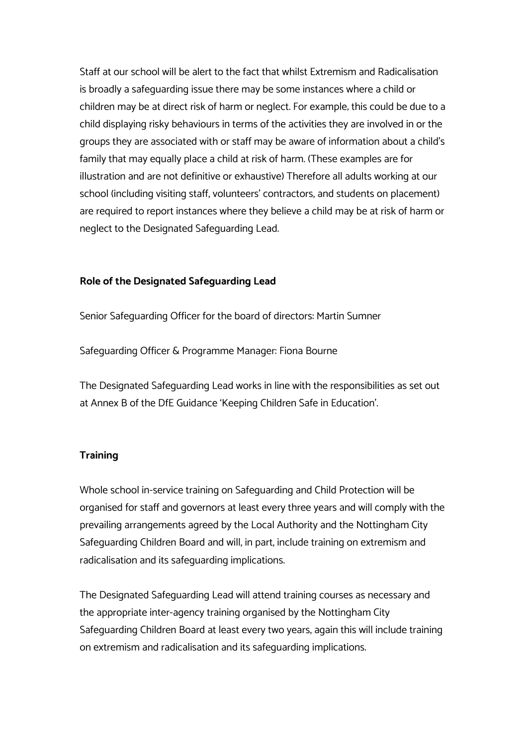Staff at our school will be alert to the fact that whilst Extremism and Radicalisation is broadly a safeguarding issue there may be some instances where a child or children may be at direct risk of harm or neglect. For example, this could be due to a child displaying risky behaviours in terms of the activities they are involved in or the groups they are associated with or staff may be aware of information about a child's family that may equally place a child at risk of harm. (These examples are for illustration and are not definitive or exhaustive) Therefore all adults working at our school (including visiting staff, volunteers' contractors, and students on placement) are required to report instances where they believe a child may be at risk of harm or neglect to the Designated Safeguarding Lead.

**Role of the Designated Safeguarding Lead**

Senior Safeguarding Officer for the board of directors: Martin Sumner

Safeguarding Officer & Programme Manager: Fiona Bourne

The Designated Safeguarding Lead works in line with the responsibilities as set out at Annex B of the DfE Guidance 'Keeping Children Safe in Education'.

**Training**

Whole school in-service training on Safeguarding and Child Protection will be organised for staff and governors at least every three years and will comply with the prevailing arrangements agreed by the Local Authority and the Nottingham City Safeguarding Children Board and will, in part, include training on extremism and radicalisation and its safeguarding implications.

The Designated Safeguarding Lead will attend training courses as necessary and the appropriate inter-agency training organised by the Nottingham City Safeguarding Children Board at least every two years, again this will include training on extremism and radicalisation and its safeguarding implications.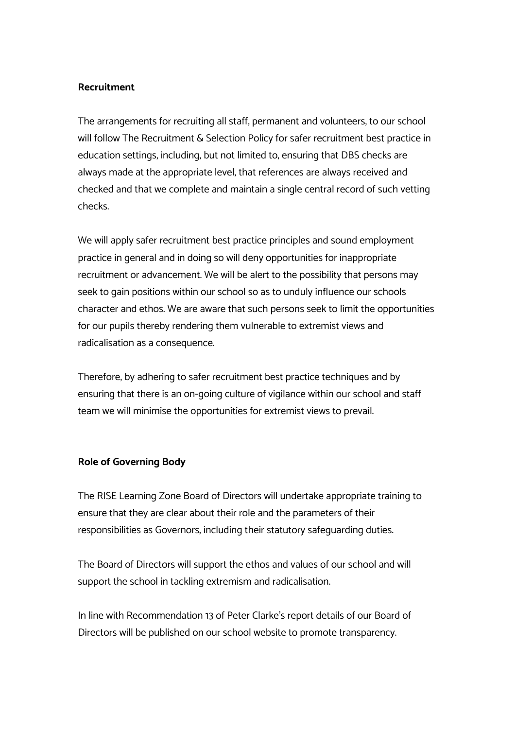**Recruitment**

The arrangements for recruiting all staff, permanent and volunteers, to our school will follow The Recruitment & Selection Policy for safer recruitment best practice in education settings, including, but not limited to, ensuring that DBS checks are always made at the appropriate level, that references are always received and checked and that we complete and maintain a single central record of such vetting checks.

We will apply safer recruitment best practice principles and sound employment practice in general and in doing so will deny opportunities for inappropriate recruitment or advancement. We will be alert to the possibility that persons may seek to gain positions within our school so as to unduly influence our schools character and ethos. We are aware that such persons seek to limit the opportunities for our pupils thereby rendering them vulnerable to extremist views and radicalisation as a consequence.

Therefore, by adhering to safer recruitment best practice techniques and by ensuring that there is an on-going culture of vigilance within our school and staff team we will minimise the opportunities for extremist views to prevail.

**Role of Governing Body**

The RISE Learning Zone Board of Directors will undertake appropriate training to ensure that they are clear about their role and the parameters of their responsibilities as Governors, including their statutory safeguarding duties.

The Board of Directors will support the ethos and values of our school and will support the school in tackling extremism and radicalisation.

In line with Recommendation 13 of Peter Clarke's report details of our Board of Directors will be published on our school website to promote transparency.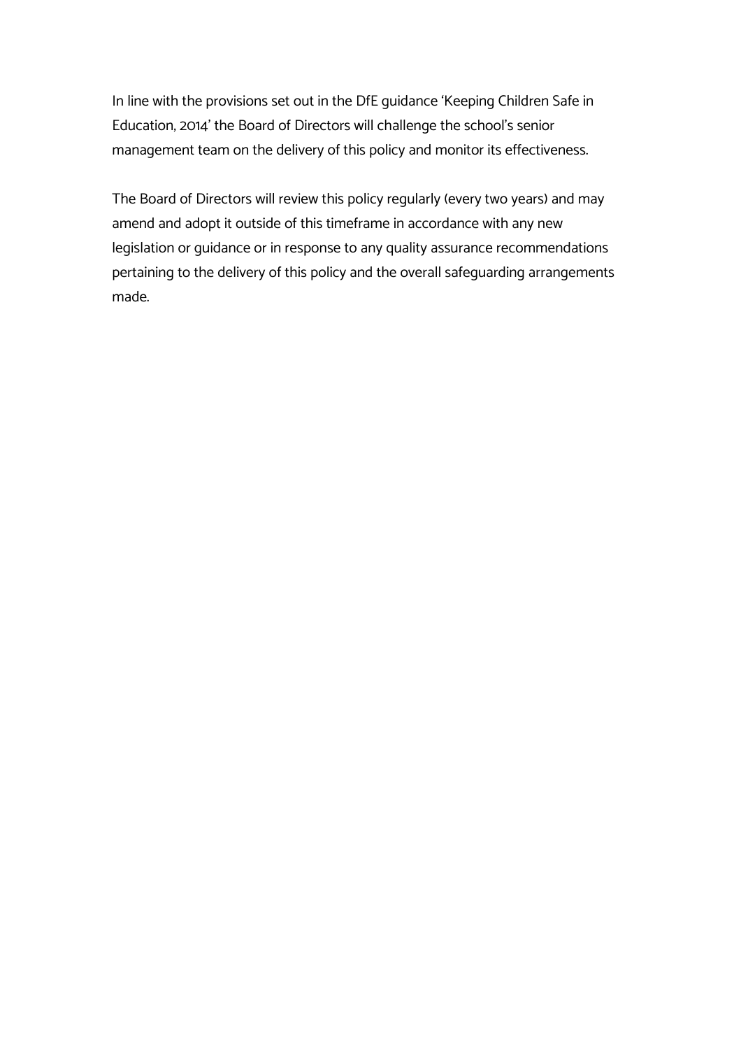In line with the provisions set out in the DfE guidance 'Keeping Children Safe in Education, 2014' the Board of Directors will challenge the school's senior management team on the delivery of this policy and monitor its effectiveness.

The Board of Directors will review this policy regularly (every two years) and may amend and adopt it outside of this timeframe in accordance with any new legislation or guidance or in response to any quality assurance recommendations pertaining to the delivery of this policy and the overall safeguarding arrangements made.